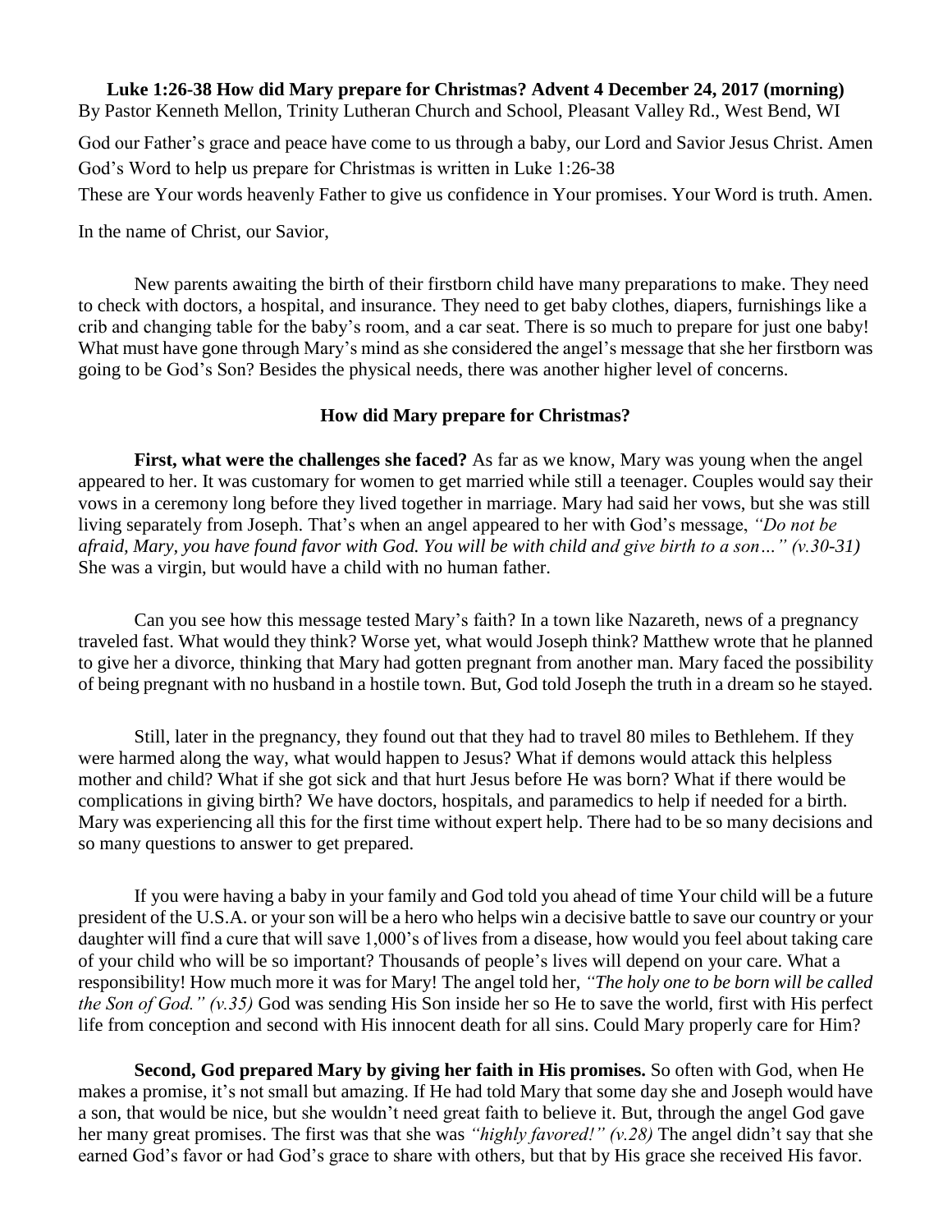**Luke 1:26-38 How did Mary prepare for Christmas? Advent 4 December 24, 2017 (morning)**

By Pastor Kenneth Mellon, Trinity Lutheran Church and School, Pleasant Valley Rd., West Bend, WI

God our Father's grace and peace have come to us through a baby, our Lord and Savior Jesus Christ. Amen
God's Word to help us prepare for Christmas is written in Luke 1:26-38
These are Your words heavenly Father to give us confidence in Your promises. Your Word is truth. Amen.

In the name of Christ, our Savior,

New parents awaiting the birth of their firstborn child have many preparations to make. They need to check with doctors, a hospital, and insurance. They need to get baby clothes, diapers, furnishings like a crib and changing table for the baby's room, and a car seat. There is so much to prepare for just one baby! What must have gone through Mary's mind as she considered the angel's message that she her firstborn was going to be God's Son? Besides the physical needs, there was another higher level of concerns.

**How did Mary prepare for Christmas?**

**First, what were the challenges she faced?** As far as we know, Mary was young when the angel appeared to her. It was customary for women to get married while still a teenager. Couples would say their vows in a ceremony long before they lived together in marriage. Mary had said her vows, but she was still living separately from Joseph. That's when an angel appeared to her with God's message, *"Do not be afraid, Mary, you have found favor with God. You will be with child and give birth to a son…" (v.30-31)* She was a virgin, but would have a child with no human father.

Can you see how this message tested Mary's faith? In a town like Nazareth, news of a pregnancy traveled fast. What would they think? Worse yet, what would Joseph think? Matthew wrote that he planned to give her a divorce, thinking that Mary had gotten pregnant from another man. Mary faced the possibility of being pregnant with no husband in a hostile town. But, God told Joseph the truth in a dream so he stayed.

Still, later in the pregnancy, they found out that they had to travel 80 miles to Bethlehem. If they were harmed along the way, what would happen to Jesus? What if demons would attack this helpless mother and child? What if she got sick and that hurt Jesus before He was born? What if there would be complications in giving birth? We have doctors, hospitals, and paramedics to help if needed for a birth. Mary was experiencing all this for the first time without expert help. There had to be so many decisions and so many questions to answer to get prepared.

If you were having a baby in your family and God told you ahead of time Your child will be a future president of the U.S.A. or your son will be a hero who helps win a decisive battle to save our country or your daughter will find a cure that will save 1,000's of lives from a disease, how would you feel about taking care of your child who will be so important? Thousands of people's lives will depend on your care. What a responsibility! How much more it was for Mary! The angel told her, *"The holy one to be born will be called the Son of God." (v.35)* God was sending His Son inside her so He to save the world, first with His perfect life from conception and second with His innocent death for all sins. Could Mary properly care for Him?

**Second, God prepared Mary by giving her faith in His promises.** So often with God, when He makes a promise, it's not small but amazing. If He had told Mary that some day she and Joseph would have a son, that would be nice, but she wouldn't need great faith to believe it. But, through the angel God gave her many great promises. The first was that she was *"highly favored!" (v.28)* The angel didn't say that she earned God's favor or had God's grace to share with others, but that by His grace she received His favor.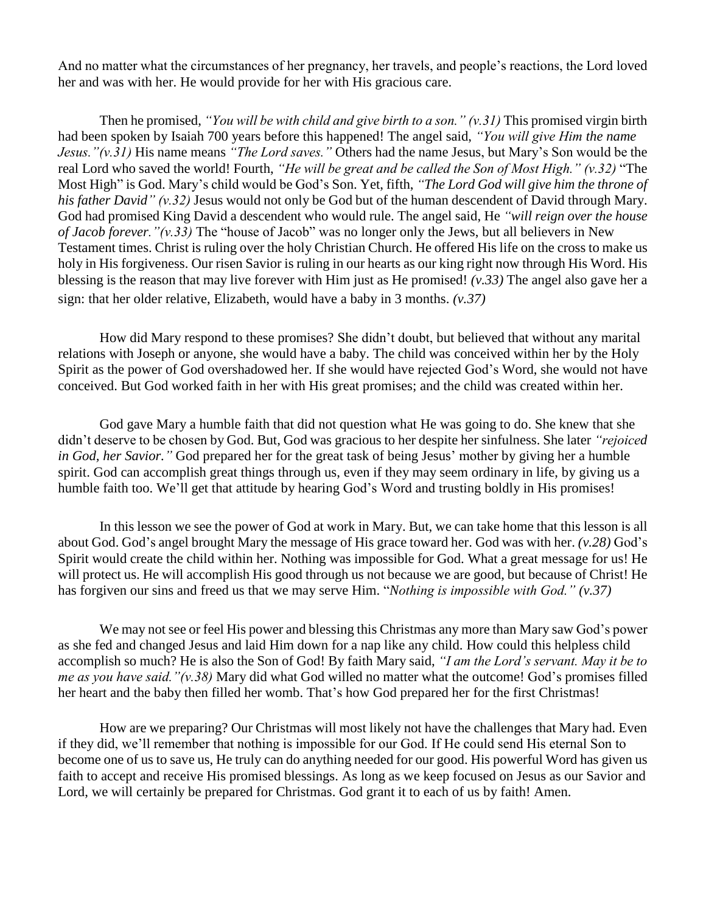And no matter what the circumstances of her pregnancy, her travels, and people's reactions, the Lord loved her and was with her. He would provide for her with His gracious care.

Then he promised, *"You will be with child and give birth to a son." (v.31)* This promised virgin birth had been spoken by Isaiah 700 years before this happened! The angel said, *"You will give Him the name Jesus."(v.31)* His name means *"The Lord saves."* Others had the name Jesus, but Mary's Son would be the real Lord who saved the world! Fourth, *"He will be great and be called the Son of Most High." (v.32)* "The Most High" is God. Mary's child would be God's Son. Yet, fifth, *"The Lord God will give him the throne of his father David" (v.32)* Jesus would not only be God but of the human descendent of David through Mary. God had promised King David a descendent who would rule. The angel said, He *"will reign over the house of Jacob forever."(v.33)* The "house of Jacob" was no longer only the Jews, but all believers in New Testament times. Christ is ruling over the holy Christian Church. He offered His life on the cross to make us holy in His forgiveness. Our risen Savior is ruling in our hearts as our king right now through His Word. His blessing is the reason that may live forever with Him just as He promised! *(v.33)* The angel also gave her a sign: that her older relative, Elizabeth, would have a baby in 3 months. *(v.37)*

How did Mary respond to these promises? She didn't doubt, but believed that without any marital relations with Joseph or anyone, she would have a baby. The child was conceived within her by the Holy Spirit as the power of God overshadowed her. If she would have rejected God's Word, she would not have conceived. But God worked faith in her with His great promises; and the child was created within her.

God gave Mary a humble faith that did not question what He was going to do. She knew that she didn't deserve to be chosen by God. But, God was gracious to her despite her sinfulness. She later *"rejoiced in God, her Savior."* God prepared her for the great task of being Jesus' mother by giving her a humble spirit. God can accomplish great things through us, even if they may seem ordinary in life, by giving us a humble faith too. We'll get that attitude by hearing God's Word and trusting boldly in His promises!

In this lesson we see the power of God at work in Mary. But, we can take home that this lesson is all about God. God's angel brought Mary the message of His grace toward her. God was with her. *(v.28)* God's Spirit would create the child within her. Nothing was impossible for God. What a great message for us! He will protect us. He will accomplish His good through us not because we are good, but because of Christ! He has forgiven our sins and freed us that we may serve Him. "*Nothing is impossible with God." (v.37)*

We may not see or feel His power and blessing this Christmas any more than Mary saw God's power as she fed and changed Jesus and laid Him down for a nap like any child. How could this helpless child accomplish so much? He is also the Son of God! By faith Mary said, *"I am the Lord's servant. May it be to me as you have said."(v.38)* Mary did what God willed no matter what the outcome! God's promises filled her heart and the baby then filled her womb. That's how God prepared her for the first Christmas!

How are we preparing? Our Christmas will most likely not have the challenges that Mary had. Even if they did, we'll remember that nothing is impossible for our God. If He could send His eternal Son to become one of us to save us, He truly can do anything needed for our good. His powerful Word has given us faith to accept and receive His promised blessings. As long as we keep focused on Jesus as our Savior and Lord, we will certainly be prepared for Christmas. God grant it to each of us by faith! Amen.